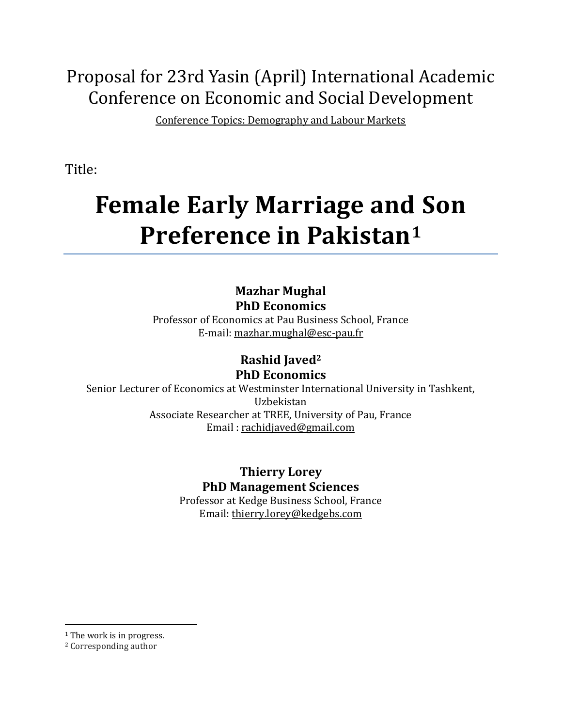Proposal for 23rd Yasin (April) International Academic Conference on Economic and Social Development

Conference Topics: Demography and Labour Markets

Title:

# Female Early Marriage and Son Preference in Pakistan[1]

**Mazhar Mughal**
**PhD Economics**
Professor of Economics at Pau Business School, France
E-mail: mazhar.mughal@esc-pau.fr

**Rashid Javed[2]**
**PhD Economics**
Senior Lecturer of Economics at Westminster International University in Tashkent, Uzbekistan
Associate Researcher at TREE, University of Pau, France
Email : rachidjaved@gmail.com

**Thierry Lorey**
**PhD Management Sciences**
Professor at Kedge Business School, France
Email: thierry.lorey@kedgebs.com

[1] The work is in progress.
[2] Corresponding author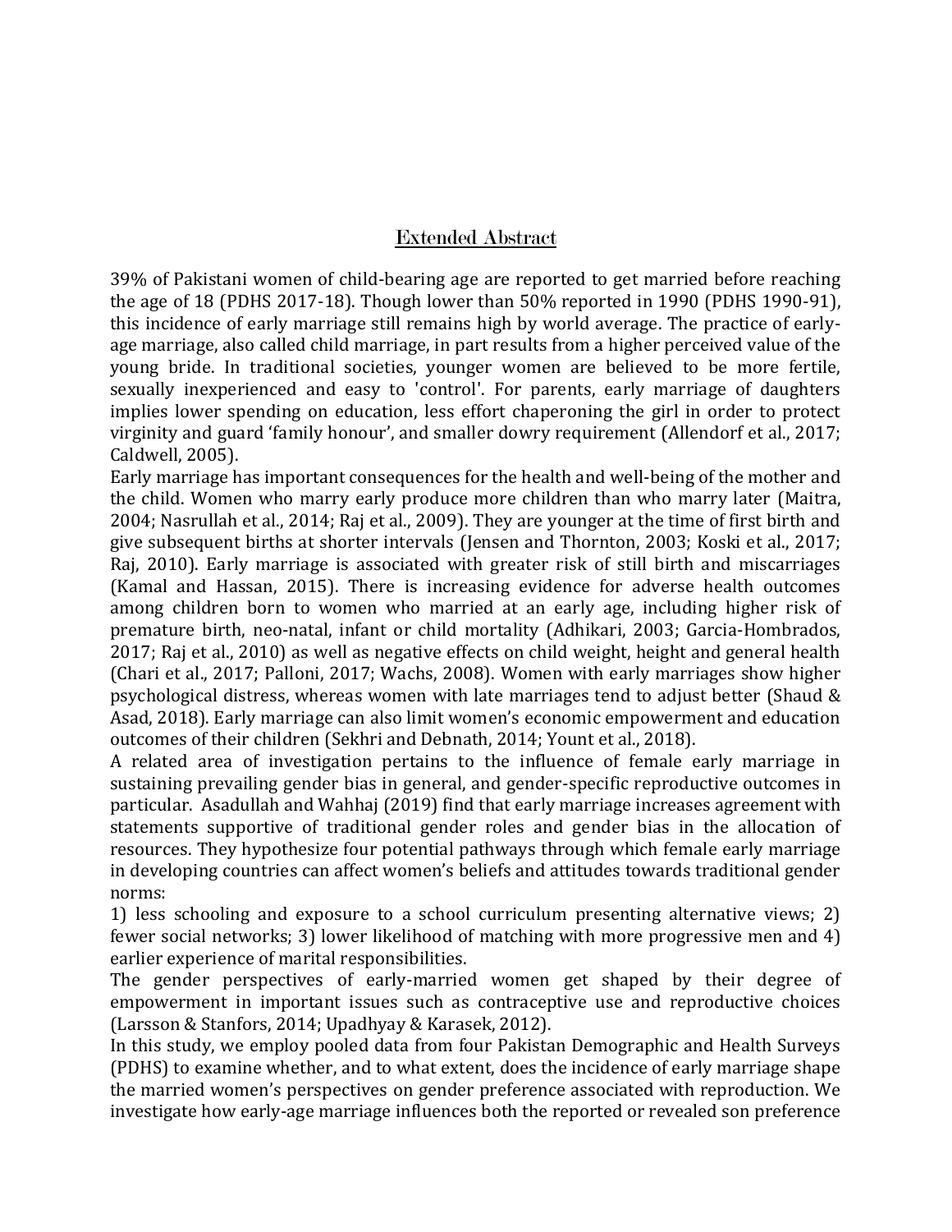## Extended Abstract

39% of Pakistani women of child-bearing age are reported to get married before reaching the age of 18 (PDHS 2017-18). Though lower than 50% reported in 1990 (PDHS 1990-91), this incidence of early marriage still remains high by world average. The practice of early-age marriage, also called child marriage, in part results from a higher perceived value of the young bride. In traditional societies, younger women are believed to be more fertile, sexually inexperienced and easy to 'control'. For parents, early marriage of daughters implies lower spending on education, less effort chaperoning the girl in order to protect virginity and guard 'family honour', and smaller dowry requirement (Allendorf et al., 2017; Caldwell, 2005).

Early marriage has important consequences for the health and well-being of the mother and the child. Women who marry early produce more children than who marry later (Maitra, 2004; Nasrullah et al., 2014; Raj et al., 2009). They are younger at the time of first birth and give subsequent births at shorter intervals (Jensen and Thornton, 2003; Koski et al., 2017; Raj, 2010). Early marriage is associated with greater risk of still birth and miscarriages (Kamal and Hassan, 2015). There is increasing evidence for adverse health outcomes among children born to women who married at an early age, including higher risk of premature birth, neo-natal, infant or child mortality (Adhikari, 2003; Garcia-Hombrados, 2017; Raj et al., 2010) as well as negative effects on child weight, height and general health (Chari et al., 2017; Palloni, 2017; Wachs, 2008). Women with early marriages show higher psychological distress, whereas women with late marriages tend to adjust better (Shaud & Asad, 2018). Early marriage can also limit women's economic empowerment and education outcomes of their children (Sekhri and Debnath, 2014; Yount et al., 2018).

A related area of investigation pertains to the influence of female early marriage in sustaining prevailing gender bias in general, and gender-specific reproductive outcomes in particular. Asadullah and Wahhaj (2019) find that early marriage increases agreement with statements supportive of traditional gender roles and gender bias in the allocation of resources. They hypothesize four potential pathways through which female early marriage in developing countries can affect women's beliefs and attitudes towards traditional gender norms:

1) less schooling and exposure to a school curriculum presenting alternative views; 2) fewer social networks; 3) lower likelihood of matching with more progressive men and 4) earlier experience of marital responsibilities.

The gender perspectives of early-married women get shaped by their degree of empowerment in important issues such as contraceptive use and reproductive choices (Larsson & Stanfors, 2014; Upadhyay & Karasek, 2012).

In this study, we employ pooled data from four Pakistan Demographic and Health Surveys (PDHS) to examine whether, and to what extent, does the incidence of early marriage shape the married women's perspectives on gender preference associated with reproduction. We investigate how early-age marriage influences both the reported or revealed son preference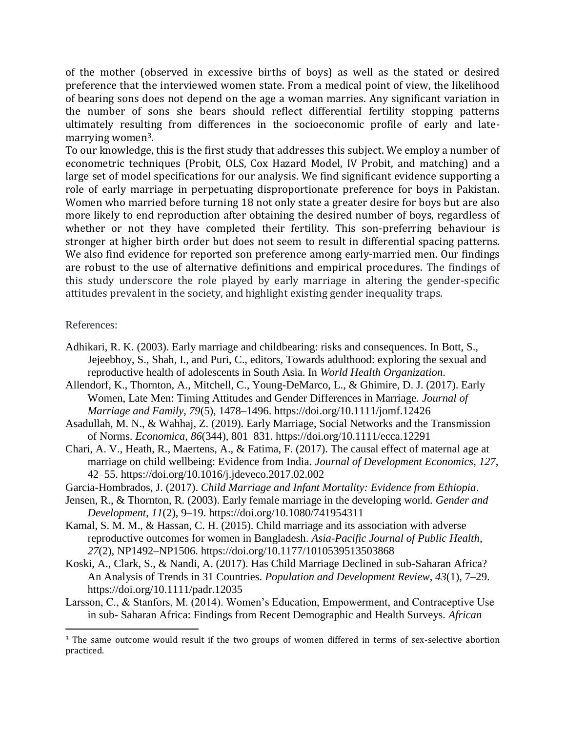of the mother (observed in excessive births of boys) as well as the stated or desired preference that the interviewed women state. From a medical point of view, the likelihood of bearing sons does not depend on the age a woman marries. Any significant variation in the number of sons she bears should reflect differential fertility stopping patterns ultimately resulting from differences in the socioeconomic profile of early and late-marrying women[3].

To our knowledge, this is the first study that addresses this subject. We employ a number of econometric techniques (Probit, OLS, Cox Hazard Model, IV Probit, and matching) and a large set of model specifications for our analysis. We find significant evidence supporting a role of early marriage in perpetuating disproportionate preference for boys in Pakistan. Women who married before turning 18 not only state a greater desire for boys but are also more likely to end reproduction after obtaining the desired number of boys, regardless of whether or not they have completed their fertility. This son-preferring behaviour is stronger at higher birth order but does not seem to result in differential spacing patterns. We also find evidence for reported son preference among early-married men. Our findings are robust to the use of alternative definitions and empirical procedures. The findings of this study underscore the role played by early marriage in altering the gender-specific attitudes prevalent in the society, and highlight existing gender inequality traps.

References:

Adhikari, R. K. (2003). Early marriage and childbearing: risks and consequences. In Bott, S., Jejeebhoy, S., Shah, I., and Puri, C., editors, Towards adulthood: exploring the sexual and reproductive health of adolescents in South Asia. In *World Health Organization*.

Allendorf, K., Thornton, A., Mitchell, C., Young-DeMarco, L., & Ghimire, D. J. (2017). Early Women, Late Men: Timing Attitudes and Gender Differences in Marriage. *Journal of Marriage and Family*, *79*(5), 1478–1496. https://doi.org/10.1111/jomf.12426

Asadullah, M. N., & Wahhaj, Z. (2019). Early Marriage, Social Networks and the Transmission of Norms. *Economica*, *86*(344), 801–831. https://doi.org/10.1111/ecca.12291

Chari, A. V., Heath, R., Maertens, A., & Fatima, F. (2017). The causal effect of maternal age at marriage on child wellbeing: Evidence from India. *Journal of Development Economics*, *127*, 42–55. https://doi.org/10.1016/j.jdeveco.2017.02.002

Garcia-Hombrados, J. (2017). *Child Marriage and Infant Mortality: Evidence from Ethiopia*.

Jensen, R., & Thornton, R. (2003). Early female marriage in the developing world. *Gender and Development*, *11*(2), 9–19. https://doi.org/10.1080/741954311

Kamal, S. M. M., & Hassan, C. H. (2015). Child marriage and its association with adverse reproductive outcomes for women in Bangladesh. *Asia-Pacific Journal of Public Health*, *27*(2), NP1492–NP1506. https://doi.org/10.1177/1010539513503868

Koski, A., Clark, S., & Nandi, A. (2017). Has Child Marriage Declined in sub-Saharan Africa? An Analysis of Trends in 31 Countries. *Population and Development Review*, *43*(1), 7–29. https://doi.org/10.1111/padr.12035

Larsson, C., & Stanfors, M. (2014). Women's Education, Empowerment, and Contraceptive Use in sub- Saharan Africa: Findings from Recent Demographic and Health Surveys. *African*

[3] The same outcome would result if the two groups of women differed in terms of sex-selective abortion practiced.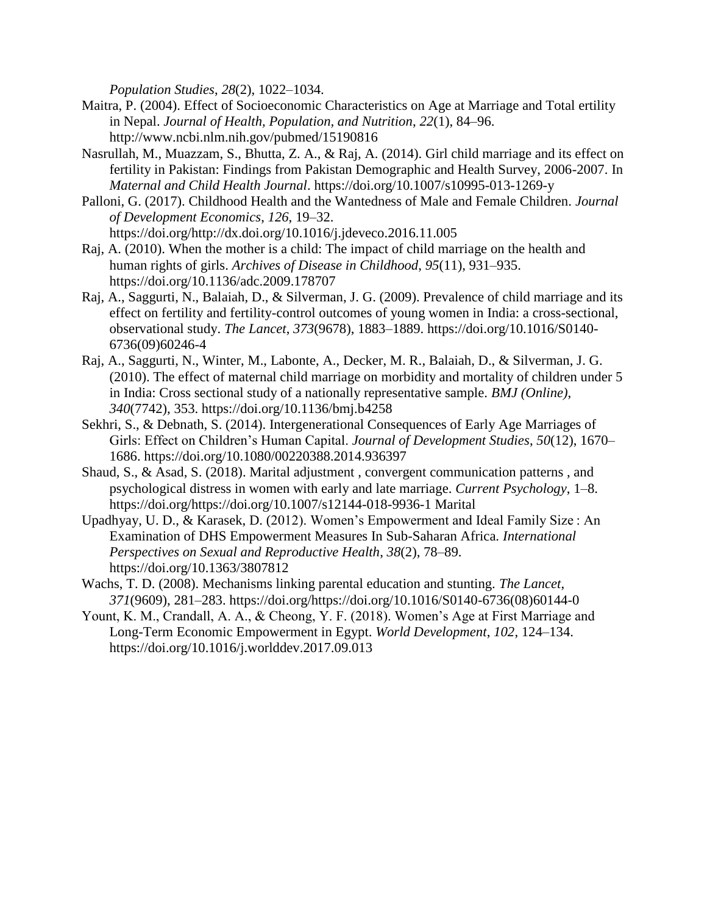*Population Studies*, *28*(2), 1022–1034.

Maitra, P. (2004). Effect of Socioeconomic Characteristics on Age at Marriage and Total ertility in Nepal. *Journal of Health, Population, and Nutrition*, *22*(1), 84–96. http://www.ncbi.nlm.nih.gov/pubmed/15190816

Nasrullah, M., Muazzam, S., Bhutta, Z. A., & Raj, A. (2014). Girl child marriage and its effect on fertility in Pakistan: Findings from Pakistan Demographic and Health Survey, 2006-2007. In *Maternal and Child Health Journal*. https://doi.org/10.1007/s10995-013-1269-y

Palloni, G. (2017). Childhood Health and the Wantedness of Male and Female Children. *Journal of Development Economics*, *126*, 19–32. https://doi.org/http://dx.doi.org/10.1016/j.jdeveco.2016.11.005

Raj, A. (2010). When the mother is a child: The impact of child marriage on the health and human rights of girls. *Archives of Disease in Childhood*, *95*(11), 931–935. https://doi.org/10.1136/adc.2009.178707

Raj, A., Saggurti, N., Balaiah, D., & Silverman, J. G. (2009). Prevalence of child marriage and its effect on fertility and fertility-control outcomes of young women in India: a cross-sectional, observational study. *The Lancet*, *373*(9678), 1883–1889. https://doi.org/10.1016/S0140-6736(09)60246-4

Raj, A., Saggurti, N., Winter, M., Labonte, A., Decker, M. R., Balaiah, D., & Silverman, J. G. (2010). The effect of maternal child marriage on morbidity and mortality of children under 5 in India: Cross sectional study of a nationally representative sample. *BMJ (Online)*, *340*(7742), 353. https://doi.org/10.1136/bmj.b4258

Sekhri, S., & Debnath, S. (2014). Intergenerational Consequences of Early Age Marriages of Girls: Effect on Children's Human Capital. *Journal of Development Studies*, *50*(12), 1670–1686. https://doi.org/10.1080/00220388.2014.936397

Shaud, S., & Asad, S. (2018). Marital adjustment , convergent communication patterns , and psychological distress in women with early and late marriage. *Current Psychology*, 1–8. https://doi.org/https://doi.org/10.1007/s12144-018-9936-1 Marital

Upadhyay, U. D., & Karasek, D. (2012). Women's Empowerment and Ideal Family Size : An Examination of DHS Empowerment Measures In Sub-Saharan Africa. *International Perspectives on Sexual and Reproductive Health*, *38*(2), 78–89. https://doi.org/10.1363/3807812

Wachs, T. D. (2008). Mechanisms linking parental education and stunting. *The Lancet*, *371*(9609), 281–283. https://doi.org/https://doi.org/10.1016/S0140-6736(08)60144-0

Yount, K. M., Crandall, A. A., & Cheong, Y. F. (2018). Women's Age at First Marriage and Long-Term Economic Empowerment in Egypt. *World Development*, *102*, 124–134. https://doi.org/10.1016/j.worlddev.2017.09.013